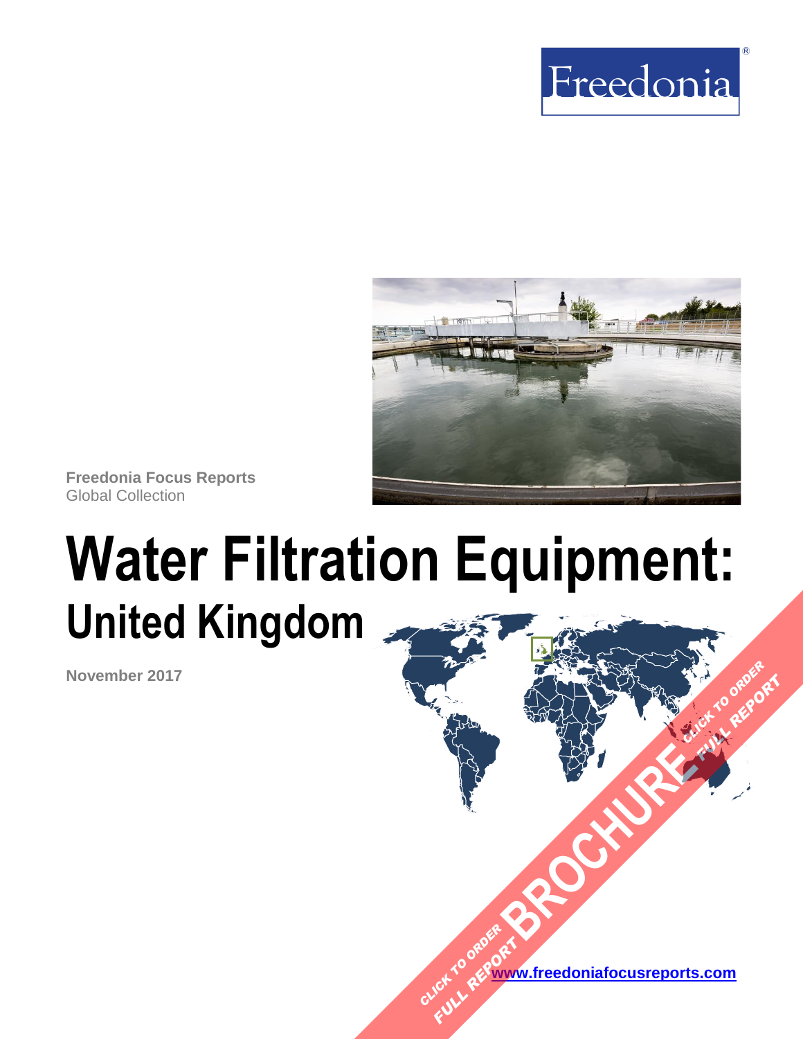Freedonia®

Freedonia Focus Reports
Global Collection

# Water Filtration Equipment:
## United Kingdom

November 2017

CLICK TO ORDER FULL REPORT BROCHURE CLICK TO ORDER FULL REPORT

www.freedoniafocusreports.com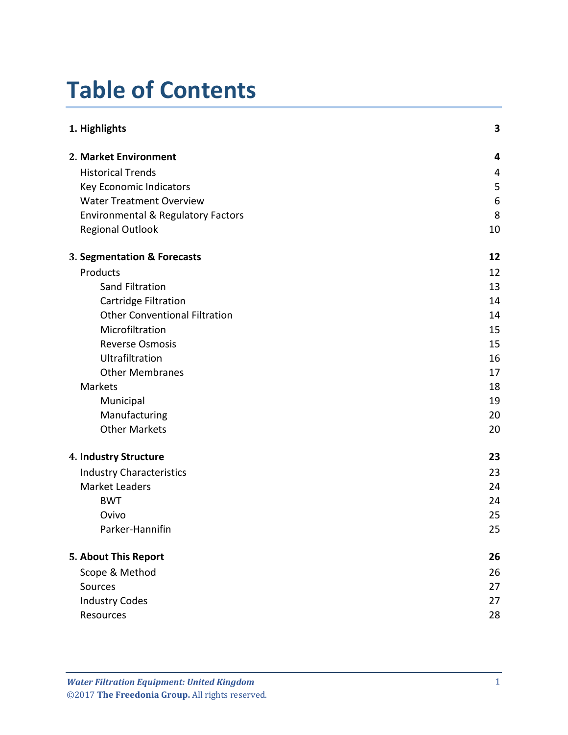# Table of Contents

| | |
|---|---|
| **1. Highlights** | **3** |
| **2. Market Environment** | **4** |
| Historical Trends | 4 |
| Key Economic Indicators | 5 |
| Water Treatment Overview | 6 |
| Environmental & Regulatory Factors | 8 |
| Regional Outlook | 10 |
| **3. Segmentation & Forecasts** | **12** |
| Products | 12 |
| Sand Filtration | 13 |
| Cartridge Filtration | 14 |
| Other Conventional Filtration | 14 |
| Microfiltration | 15 |
| Reverse Osmosis | 15 |
| Ultrafiltration | 16 |
| Other Membranes | 17 |
| Markets | 18 |
| Municipal | 19 |
| Manufacturing | 20 |
| Other Markets | 20 |
| **4. Industry Structure** | **23** |
| Industry Characteristics | 23 |
| Market Leaders | 24 |
| BWT | 24 |
| Ovivo | 25 |
| Parker-Hannifin | 25 |
| **5. About This Report** | **26** |
| Scope & Method | 26 |
| Sources | 27 |
| Industry Codes | 27 |
| Resources | 28 |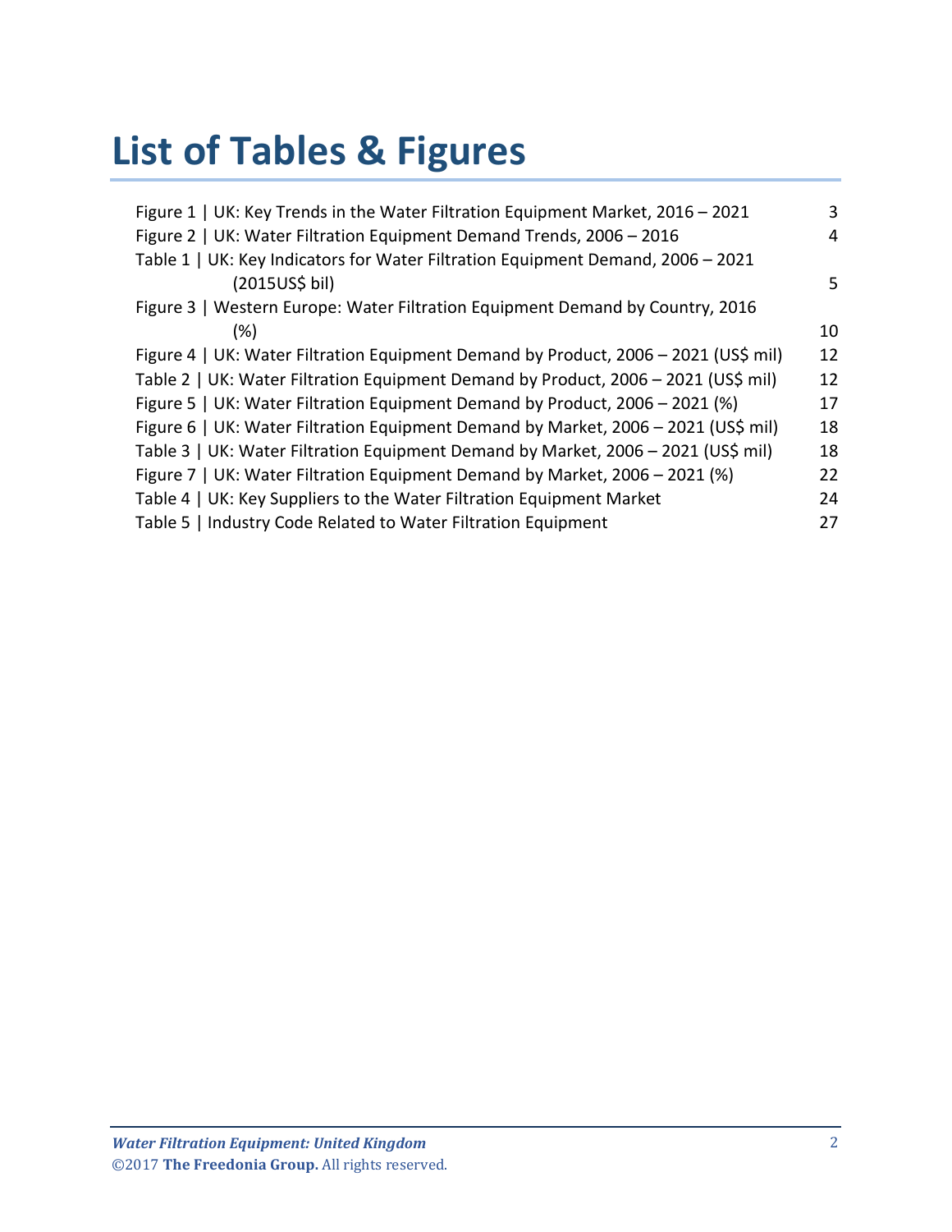# List of Tables & Figures

| | |
|---|---|
| Figure 1 \| UK: Key Trends in the Water Filtration Equipment Market, 2016 – 2021 | 3 |
| Figure 2 \| UK: Water Filtration Equipment Demand Trends, 2006 – 2016 | 4 |
| Table 1 \| UK: Key Indicators for Water Filtration Equipment Demand, 2006 – 2021 (2015US$ bil) | 5 |
| Figure 3 \| Western Europe: Water Filtration Equipment Demand by Country, 2016 (%) | 10 |
| Figure 4 \| UK: Water Filtration Equipment Demand by Product, 2006 – 2021 (US$ mil) | 12 |
| Table 2 \| UK: Water Filtration Equipment Demand by Product, 2006 – 2021 (US$ mil) | 12 |
| Figure 5 \| UK: Water Filtration Equipment Demand by Product, 2006 – 2021 (%) | 17 |
| Figure 6 \| UK: Water Filtration Equipment Demand by Market, 2006 – 2021 (US$ mil) | 18 |
| Table 3 \| UK: Water Filtration Equipment Demand by Market, 2006 – 2021 (US$ mil) | 18 |
| Figure 7 \| UK: Water Filtration Equipment Demand by Market, 2006 – 2021 (%) | 22 |
| Table 4 \| UK: Key Suppliers to the Water Filtration Equipment Market | 24 |
| Table 5 \| Industry Code Related to Water Filtration Equipment | 27 |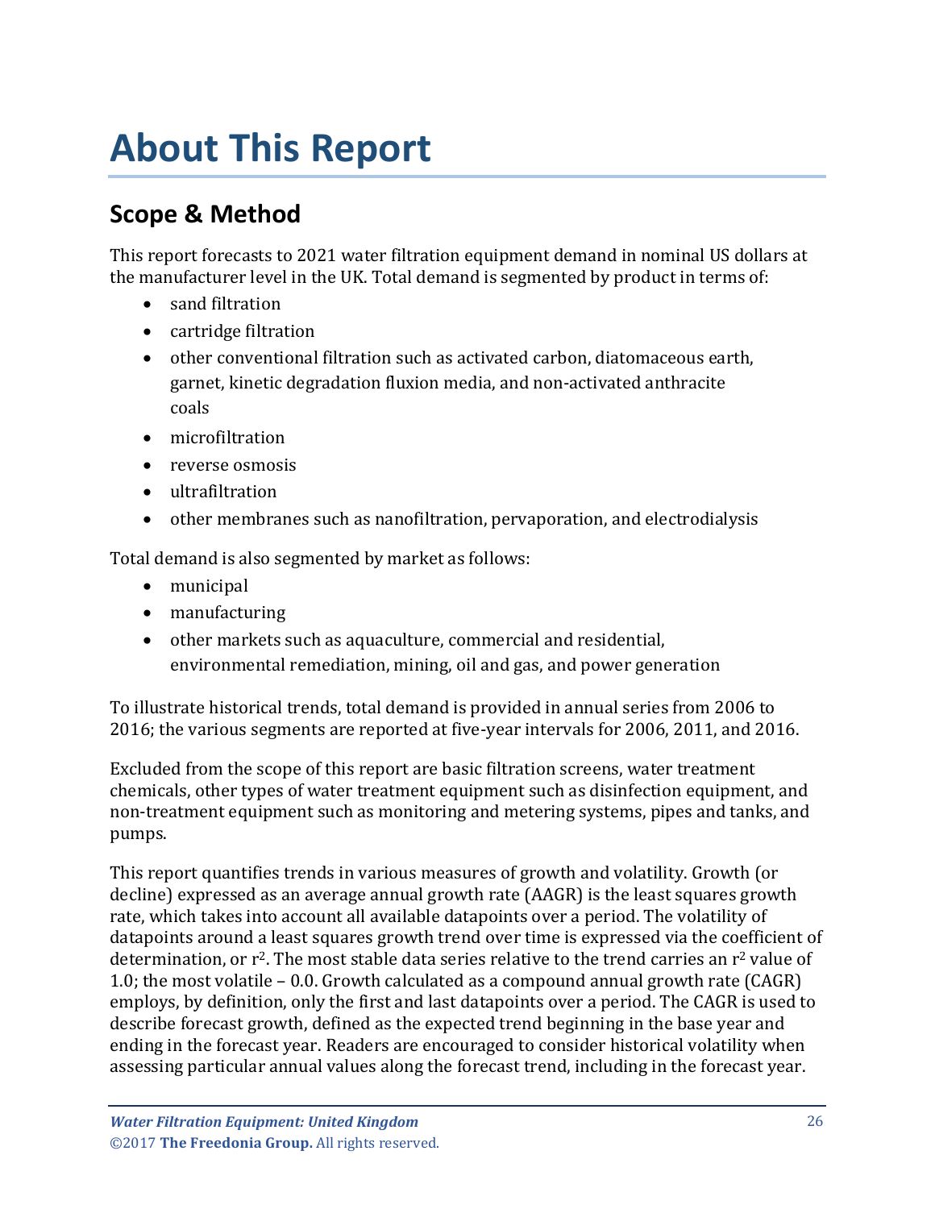# About This Report

## Scope & Method

This report forecasts to 2021 water filtration equipment demand in nominal US dollars at the manufacturer level in the UK. Total demand is segmented by product in terms of:

- sand filtration
- cartridge filtration
- other conventional filtration such as activated carbon, diatomaceous earth, garnet, kinetic degradation fluxion media, and non-activated anthracite coals
- microfiltration
- reverse osmosis
- ultrafiltration
- other membranes such as nanofiltration, pervaporation, and electrodialysis

Total demand is also segmented by market as follows:

- municipal
- manufacturing
- other markets such as aquaculture, commercial and residential, environmental remediation, mining, oil and gas, and power generation

To illustrate historical trends, total demand is provided in annual series from 2006 to 2016; the various segments are reported at five-year intervals for 2006, 2011, and 2016.

Excluded from the scope of this report are basic filtration screens, water treatment chemicals, other types of water treatment equipment such as disinfection equipment, and non-treatment equipment such as monitoring and metering systems, pipes and tanks, and pumps.

This report quantifies trends in various measures of growth and volatility. Growth (or decline) expressed as an average annual growth rate (AAGR) is the least squares growth rate, which takes into account all available datapoints over a period. The volatility of datapoints around a least squares growth trend over time is expressed via the coefficient of determination, or $r^2$. The most stable data series relative to the trend carries an $r^2$ value of 1.0; the most volatile – 0.0. Growth calculated as a compound annual growth rate (CAGR) employs, by definition, only the first and last datapoints over a period. The CAGR is used to describe forecast growth, defined as the expected trend beginning in the base year and ending in the forecast year. Readers are encouraged to consider historical volatility when assessing particular annual values along the forecast trend, including in the forecast year.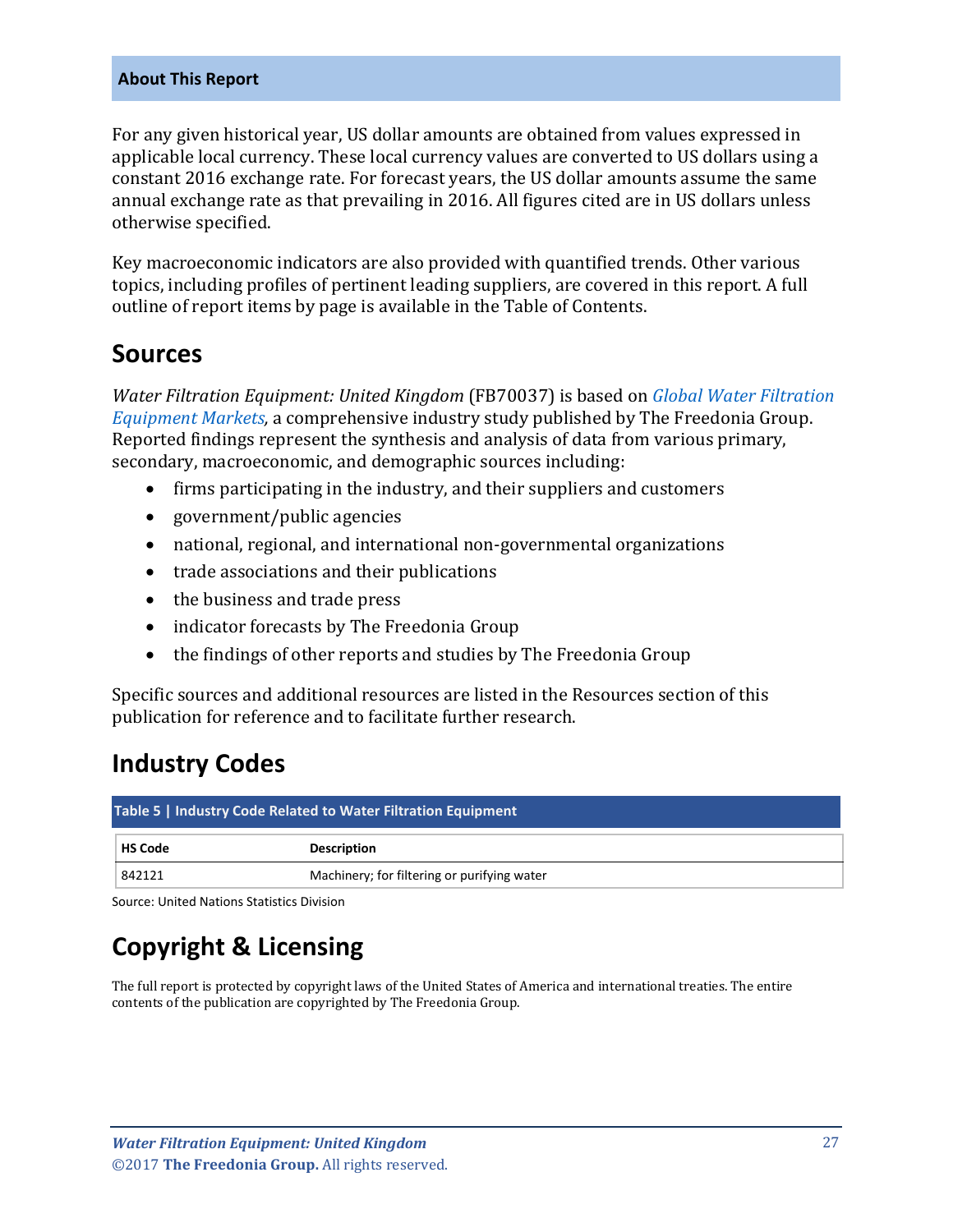**About This Report**

For any given historical year, US dollar amounts are obtained from values expressed in applicable local currency. These local currency values are converted to US dollars using a constant 2016 exchange rate. For forecast years, the US dollar amounts assume the same annual exchange rate as that prevailing in 2016. All figures cited are in US dollars unless otherwise specified.

Key macroeconomic indicators are also provided with quantified trends. Other various topics, including profiles of pertinent leading suppliers, are covered in this report. A full outline of report items by page is available in the Table of Contents.

## Sources

*Water Filtration Equipment: United Kingdom* (FB70037) is based on *Global Water Filtration Equipment Markets,* a comprehensive industry study published by The Freedonia Group. Reported findings represent the synthesis and analysis of data from various primary, secondary, macroeconomic, and demographic sources including:

- firms participating in the industry, and their suppliers and customers
- government/public agencies
- national, regional, and international non-governmental organizations
- trade associations and their publications
- the business and trade press
- indicator forecasts by The Freedonia Group
- the findings of other reports and studies by The Freedonia Group

Specific sources and additional resources are listed in the Resources section of this publication for reference and to facilitate further research.

## Industry Codes

**Table 5 | Industry Code Related to Water Filtration Equipment**

| HS Code | Description |
|---|---|
| 842121 | Machinery; for filtering or purifying water |

Source: United Nations Statistics Division

## Copyright & Licensing

The full report is protected by copyright laws of the United States of America and international treaties. The entire contents of the publication are copyrighted by The Freedonia Group.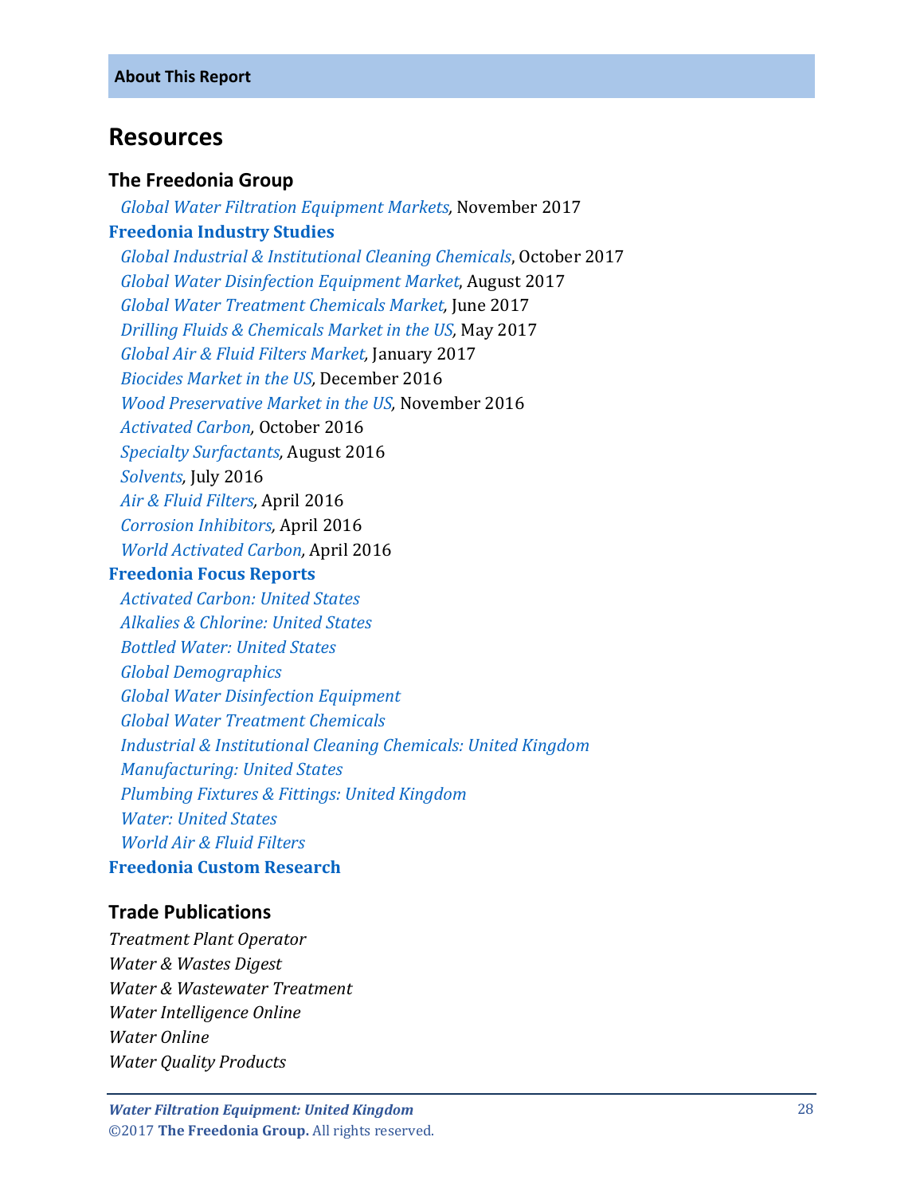## Resources

### The Freedonia Group

*Global Water Filtration Equipment Markets*, November 2017

**Freedonia Industry Studies**

*Global Industrial & Institutional Cleaning Chemicals*, October 2017
*Global Water Disinfection Equipment Market*, August 2017
*Global Water Treatment Chemicals Market*, June 2017
*Drilling Fluids & Chemicals Market in the US*, May 2017
*Global Air & Fluid Filters Market*, January 2017
*Biocides Market in the US*, December 2016
*Wood Preservative Market in the US*, November 2016
*Activated Carbon*, October 2016
*Specialty Surfactants*, August 2016
*Solvents*, July 2016
*Air & Fluid Filters*, April 2016
*Corrosion Inhibitors*, April 2016
*World Activated Carbon*, April 2016

**Freedonia Focus Reports**

*Activated Carbon: United States*
*Alkalies & Chlorine: United States*
*Bottled Water: United States*
*Global Demographics*
*Global Water Disinfection Equipment*
*Global Water Treatment Chemicals*
*Industrial & Institutional Cleaning Chemicals: United Kingdom*
*Manufacturing: United States*
*Plumbing Fixtures & Fittings: United Kingdom*
*Water: United States*
*World Air & Fluid Filters*

**Freedonia Custom Research**

### Trade Publications

*Treatment Plant Operator*
*Water & Wastes Digest*
*Water & Wastewater Treatment*
*Water Intelligence Online*
*Water Online*
*Water Quality Products*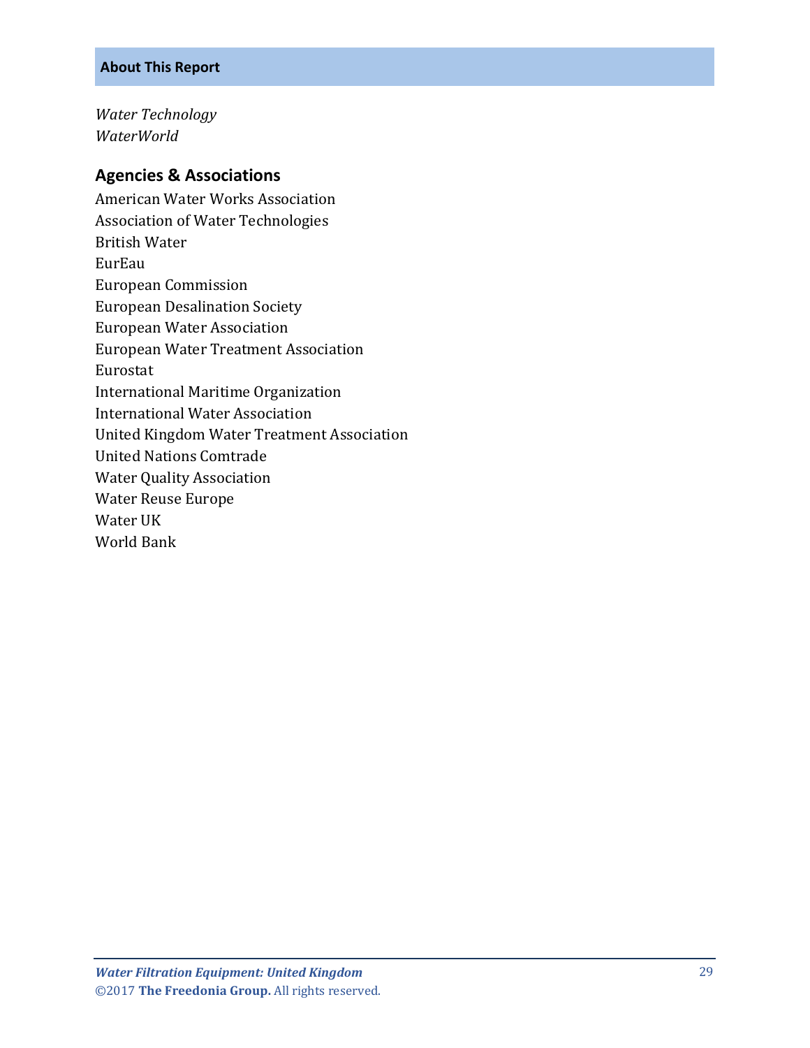*Water Technology*
*WaterWorld*

## Agencies & Associations

American Water Works Association
Association of Water Technologies
British Water
EurEau
European Commission
European Desalination Society
European Water Association
European Water Treatment Association
Eurostat
International Maritime Organization
International Water Association
United Kingdom Water Treatment Association
United Nations Comtrade
Water Quality Association
Water Reuse Europe
Water UK
World Bank